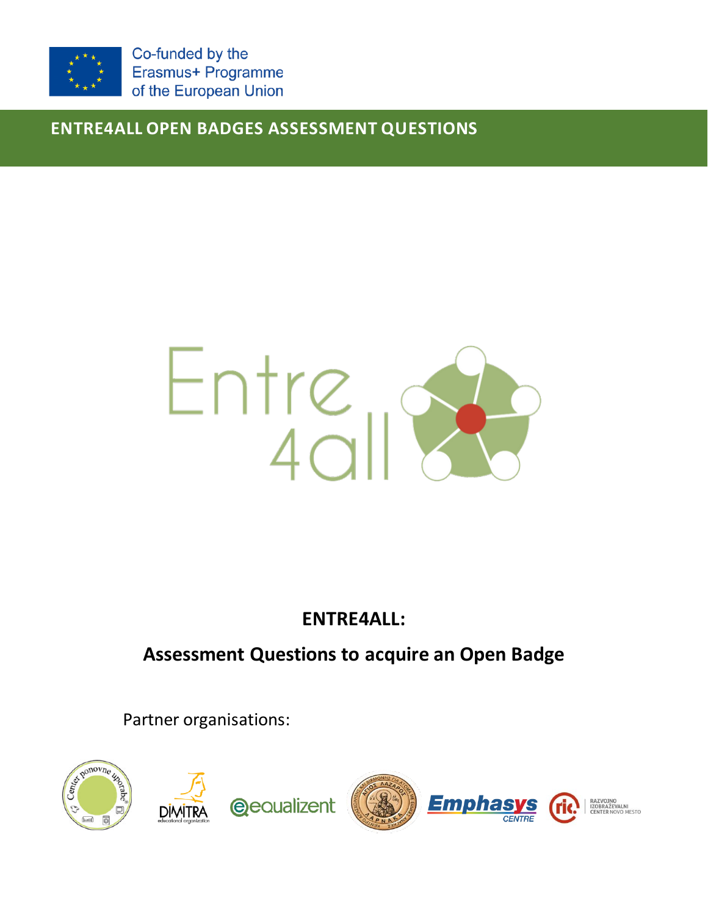Co-funded by the Erasmus+ Programme of the European Union

# ENTRE4ALL OPEN BADGES ASSESSMENT QUESTIONS

Entre 4all

## ENTRE4ALL:

## Assessment Questions to acquire an Open Badge

Partner organisations: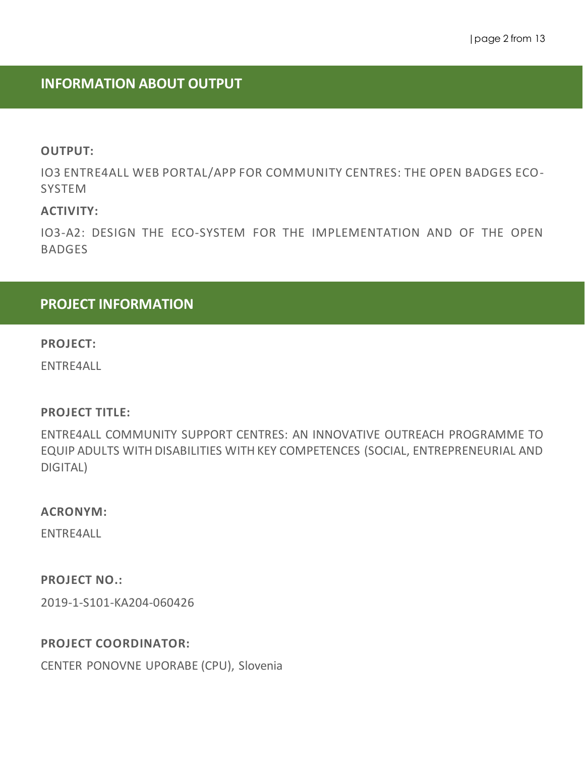## INFORMATION ABOUT OUTPUT

**OUTPUT:**

IO3 ENTRE4ALL WEB PORTAL/APP FOR COMMUNITY CENTRES: THE OPEN BADGES ECO-SYSTEM

**ACTIVITY:**

IO3-A2: DESIGN THE ECO-SYSTEM FOR THE IMPLEMENTATION AND OF THE OPEN BADGES

## PROJECT INFORMATION

**PROJECT:**

ENTRE4ALL

**PROJECT TITLE:**

ENTRE4ALL COMMUNITY SUPPORT CENTRES: AN INNOVATIVE OUTREACH PROGRAMME TO EQUIP ADULTS WITH DISABILITIES WITH KEY COMPETENCES (SOCIAL, ENTREPRENEURIAL AND DIGITAL)

**ACRONYM:**

ENTRE4ALL

**PROJECT NO.:**

2019-1-S101-KA204-060426

**PROJECT COORDINATOR:**

CENTER PONOVNE UPORABE (CPU), Slovenia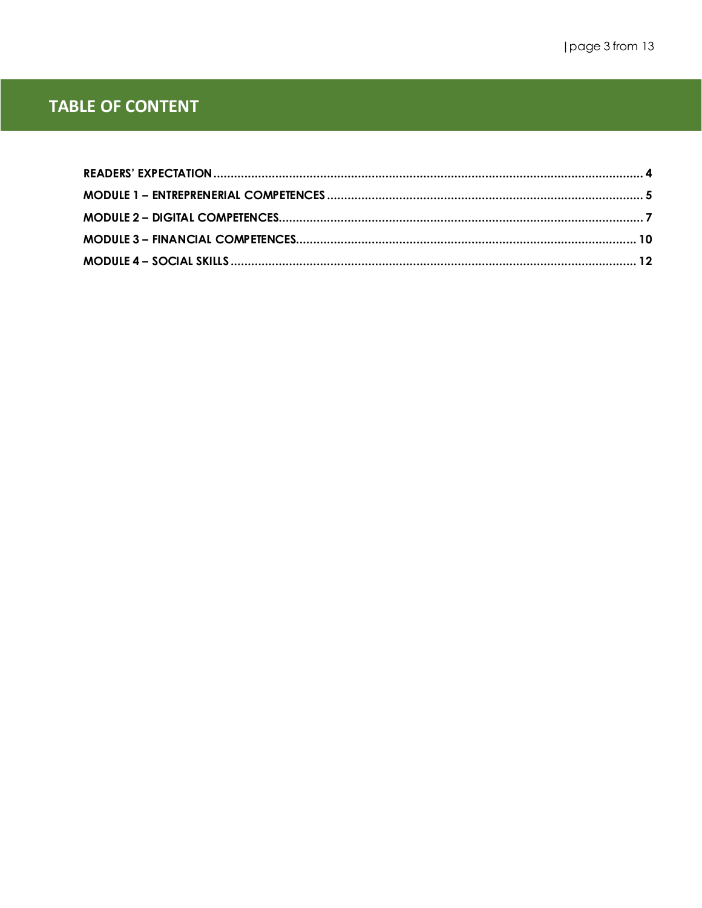# TABLE OF CONTENT

**READERS' EXPECTATION** .......... 4

**MODULE 1 – ENTREPRENERIAL COMPETENCES** .......... 5

**MODULE 2 – DIGITAL COMPETENCES** .......... 7

**MODULE 3 – FINANCIAL COMPETENCES** .......... 10

**MODULE 4 – SOCIAL SKILLS** .......... 12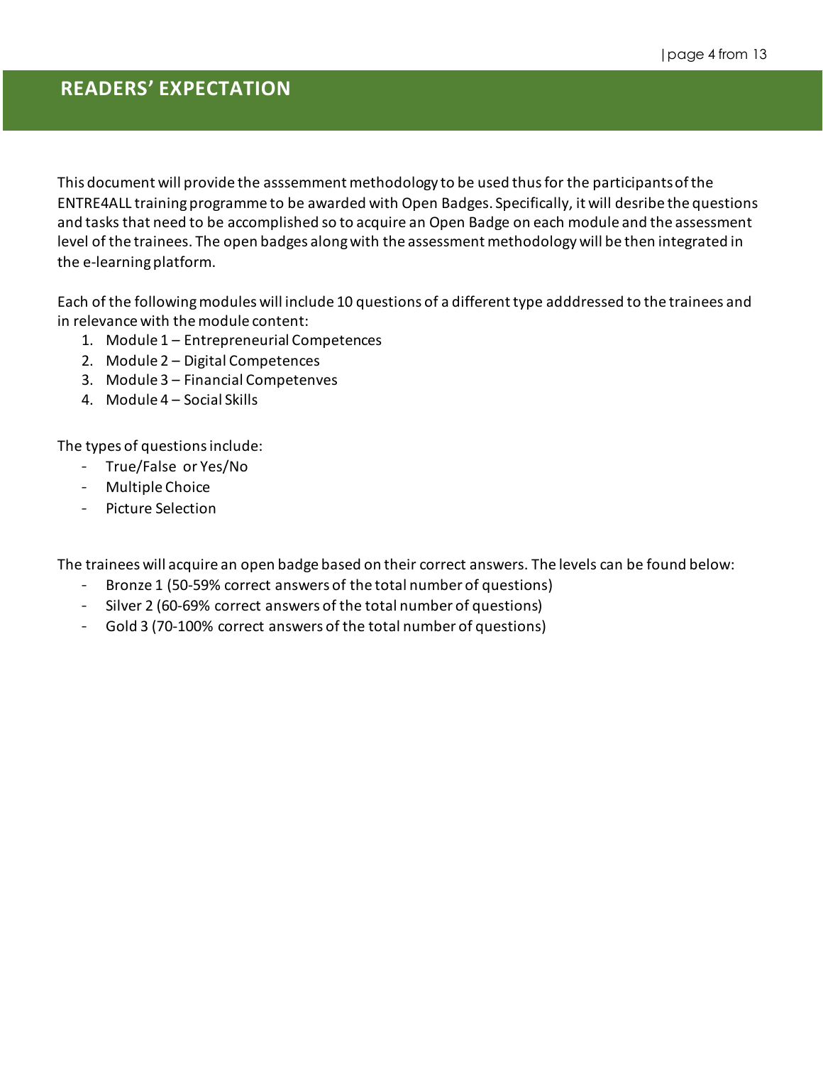## READERS' EXPECTATION

This document will provide the asssemment methodology to be used thus for the participants of the ENTRE4ALL training programme to be awarded with Open Badges. Specifically, it will desribe the questions and tasks that need to be accomplished so to acquire an Open Badge on each module and the assessment level of the trainees. The open badges along with the assessment methodology will be then integrated in the e-learning platform.

Each of the following modules will include 10 questions of a different type adddressed to the trainees and in relevance with the module content:

1. Module 1 – Entrepreneurial Competences
2. Module 2 – Digital Competences
3. Module 3 – Financial Competenves
4. Module 4 – Social Skills

The types of questions include:

- True/False or Yes/No
- Multiple Choice
- Picture Selection

The trainees will acquire an open badge based on their correct answers. The levels can be found below:

- Bronze 1 (50-59% correct answers of the total number of questions)
- Silver 2 (60-69% correct answers of the total number of questions)
- Gold 3 (70-100% correct answers of the total number of questions)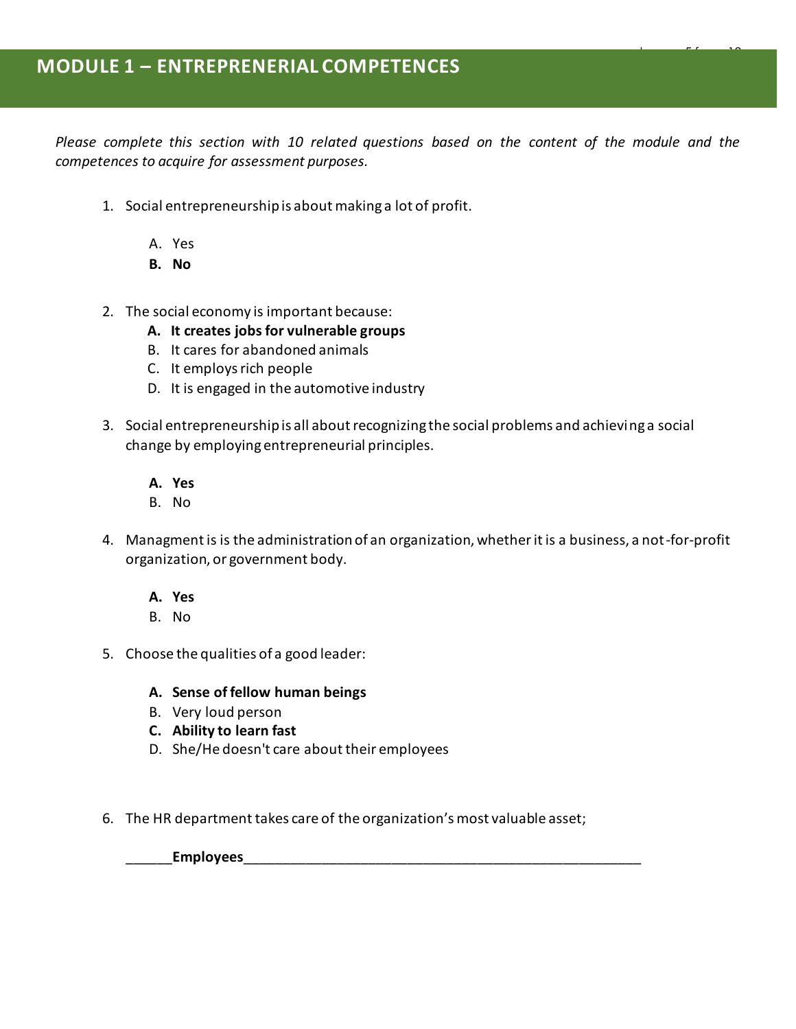## MODULE 1 – ENTREPRENERIAL COMPETENCES

*Please complete this section with 10 related questions based on the content of the module and the competences to acquire for assessment purposes.*

1. Social entrepreneurship is about making a lot of profit.

   A. Yes
   **B. No**

2. The social economy is important because:
   **A. It creates jobs for vulnerable groups**
   B. It cares for abandoned animals
   C. It employs rich people
   D. It is engaged in the automotive industry

3. Social entrepreneurship is all about recognizing the social problems and achieving a social change by employing entrepreneurial principles.

   **A. Yes**
   B. No

4. Managment is is the administration of an organization, whether it is a business, a not-for-profit organization, or government body.

   **A. Yes**
   B. No

5. Choose the qualities of a good leader:

   **A. Sense of fellow human beings**
   B. Very loud person
   **C. Ability to learn fast**
   D. She/He doesn't care about their employees

6. The HR department takes care of the organization's most valuable asset;

   ______**Employees**______________________________________________________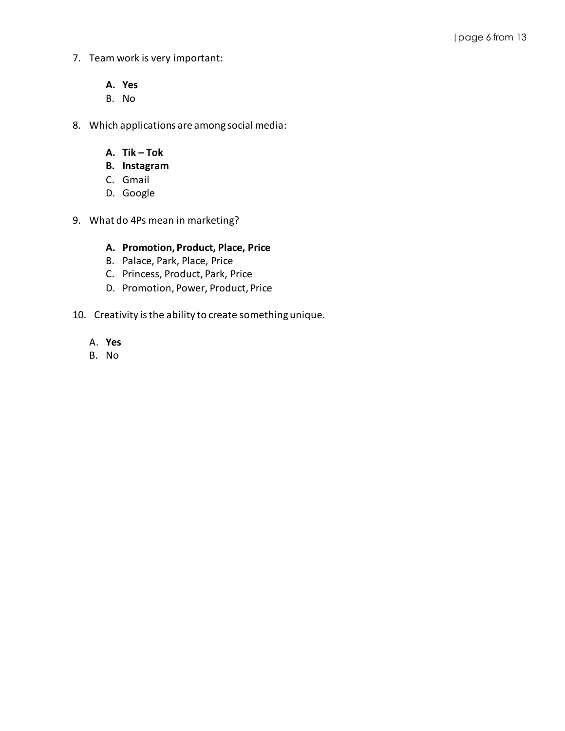7. Team work is very important:

   **A. Yes**
   B. No

8. Which applications are among social media:

   **A. Tik – Tok**
   **B. Instagram**
   C. Gmail
   D. Google

9. What do 4Ps mean in marketing?

   **A. Promotion, Product, Place, Price**
   B. Palace, Park, Place, Price
   C. Princess, Product, Park, Price
   D. Promotion, Power, Product, Price

10. Creativity is the ability to create something unique.

    A. **Yes**
    B. No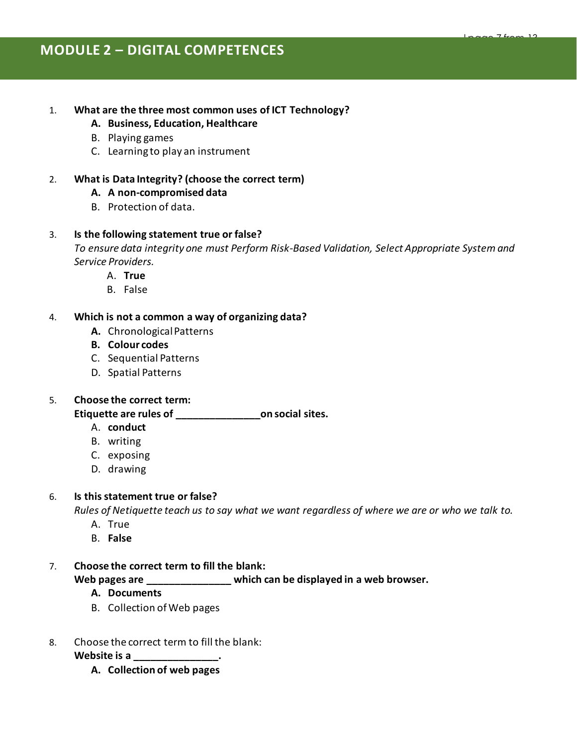# MODULE 2 – DIGITAL COMPETENCES

1. **What are the three most common uses of ICT Technology?**
   - **A. Business, Education, Healthcare**
   - B. Playing games
   - C. Learning to play an instrument

2. **What is Data Integrity? (choose the correct term)**
   - **A. A non-compromised data**
   - B. Protection of data.

3. **Is the following statement true or false?**
   *To ensure data integrity one must Perform Risk-Based Validation, Select Appropriate System and Service Providers.*
   - A. **True**
   - B. False

4. **Which is not a common a way of organizing data?**
   - **A.** Chronological Patterns
   - **B. Colour codes**
   - C. Sequential Patterns
   - D. Spatial Patterns

5. **Choose the correct term:**
   **Etiquette are rules of _______________ on social sites.**
   - A. **conduct**
   - B. writing
   - C. exposing
   - D. drawing

6. **Is this statement true or false?**
   *Rules of Netiquette teach us to say what we want regardless of where we are or who we talk to.*
   - A. True
   - B. **False**

7. **Choose the correct term to fill the blank:**
   **Web pages are _______________ which can be displayed in a web browser.**
   - **A. Documents**
   - B. Collection of Web pages

8. Choose the correct term to fill the blank:
   **Website is a _______________.**
   - **A. Collection of web pages**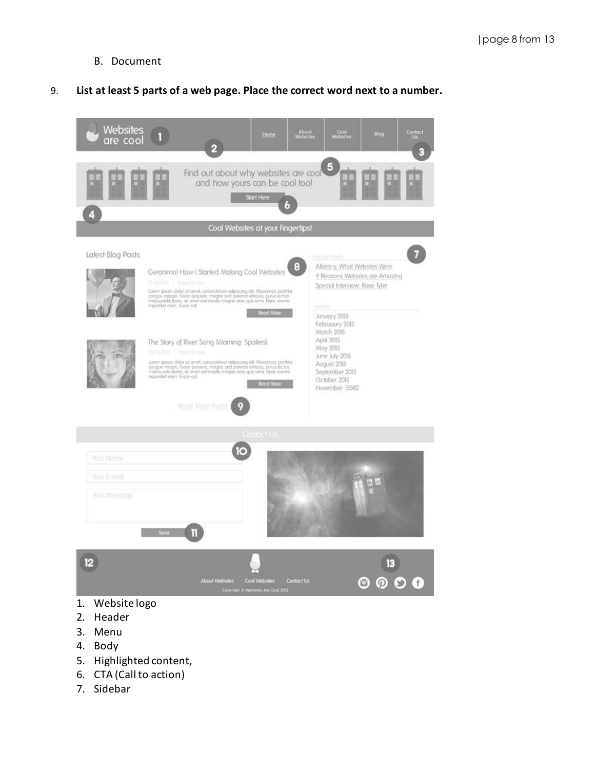B. Document

9. **List at least 5 parts of a web page. Place the correct word next to a number.**

1. Website logo
2. Header
3. Menu
4. Body
5. Highlighted content,
6. CTA (Call to action)
7. Sidebar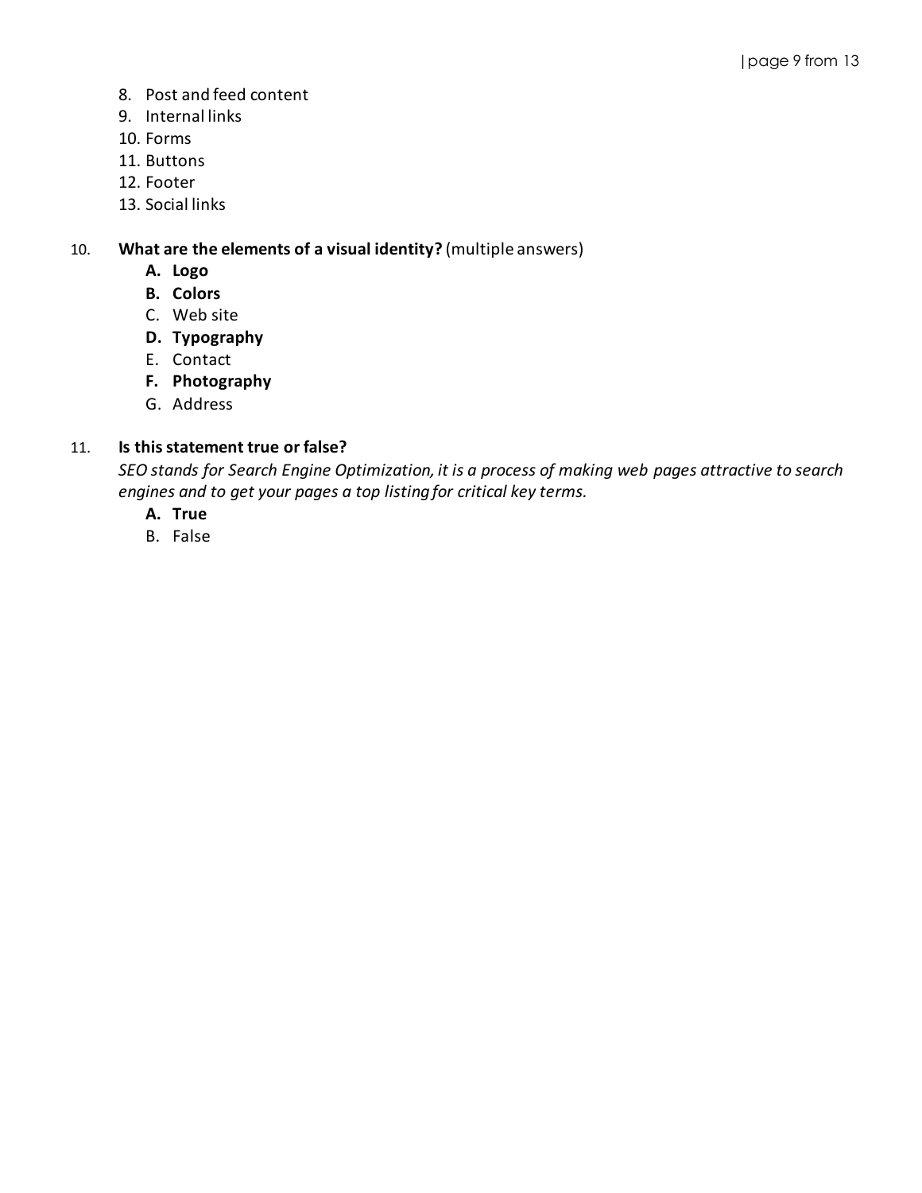8. Post and feed content
9. Internal links
10. Forms
11. Buttons
12. Footer
13. Social links

10. **What are the elements of a visual identity?** (multiple answers)
    - **A. Logo**
    - **B. Colors**
    - C. Web site
    - **D. Typography**
    - E. Contact
    - **F. Photography**
    - G. Address

11. **Is this statement true or false?**
    *SEO stands for Search Engine Optimization, it is a process of making web pages attractive to search engines and to get your pages a top listing for critical key terms.*
    - **A. True**
    - B. False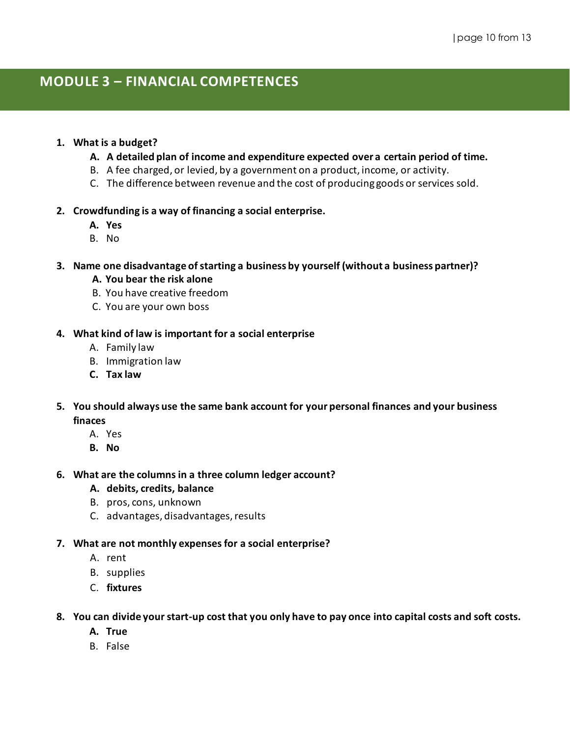# MODULE 3 – FINANCIAL COMPETENCES

1. **What is a budget?**
   A. **A detailed plan of income and expenditure expected over a certain period of time.**
   B. A fee charged, or levied, by a government on a product, income, or activity.
   C. The difference between revenue and the cost of producing goods or services sold.

2. **Crowdfunding is a way of financing a social enterprise.**
   A. **Yes**
   B. No

3. **Name one disadvantage of starting a business by yourself (without a business partner)?**
   A. **You bear the risk alone**
   B. You have creative freedom
   C. You are your own boss

4. **What kind of law is important for a social enterprise**
   A. Family law
   B. Immigration law
   C. **Tax law**

5. **You should always use the same bank account for your personal finances and your business finaces**
   A. Yes
   B. **No**

6. **What are the columns in a three column ledger account?**
   A. **debits, credits, balance**
   B. pros, cons, unknown
   C. advantages, disadvantages, results

7. **What are not monthly expenses for a social enterprise?**
   A. rent
   B. supplies
   C. **fixtures**

8. **You can divide your start-up cost that you only have to pay once into capital costs and soft costs.**
   A. **True**
   B. False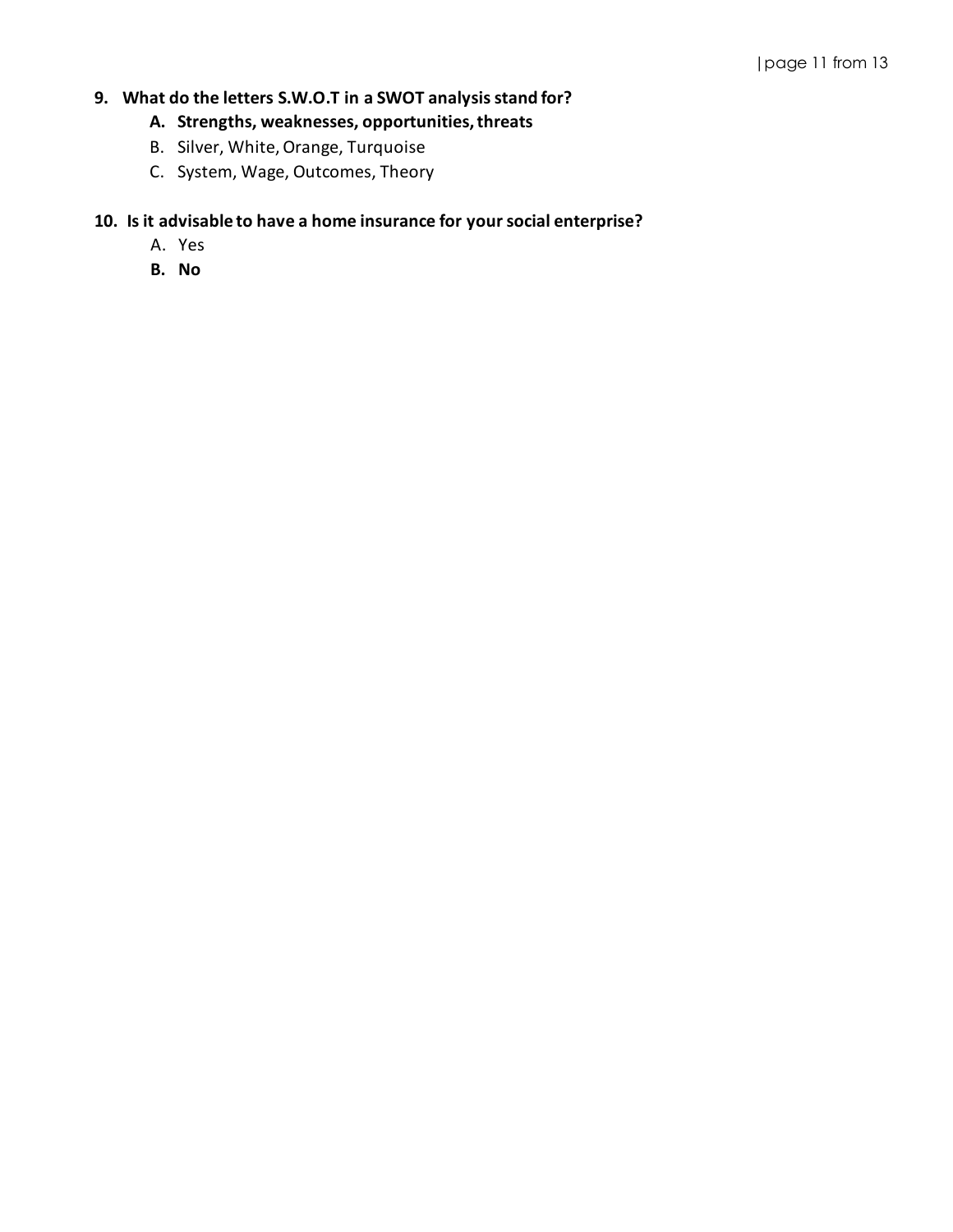**9. What do the letters S.W.O.T in a SWOT analysis stand for?**

**A. Strengths, weaknesses, opportunities, threats**

B. Silver, White, Orange, Turquoise

C. System, Wage, Outcomes, Theory

**10. Is it advisable to have a home insurance for your social enterprise?**

A. Yes

**B. No**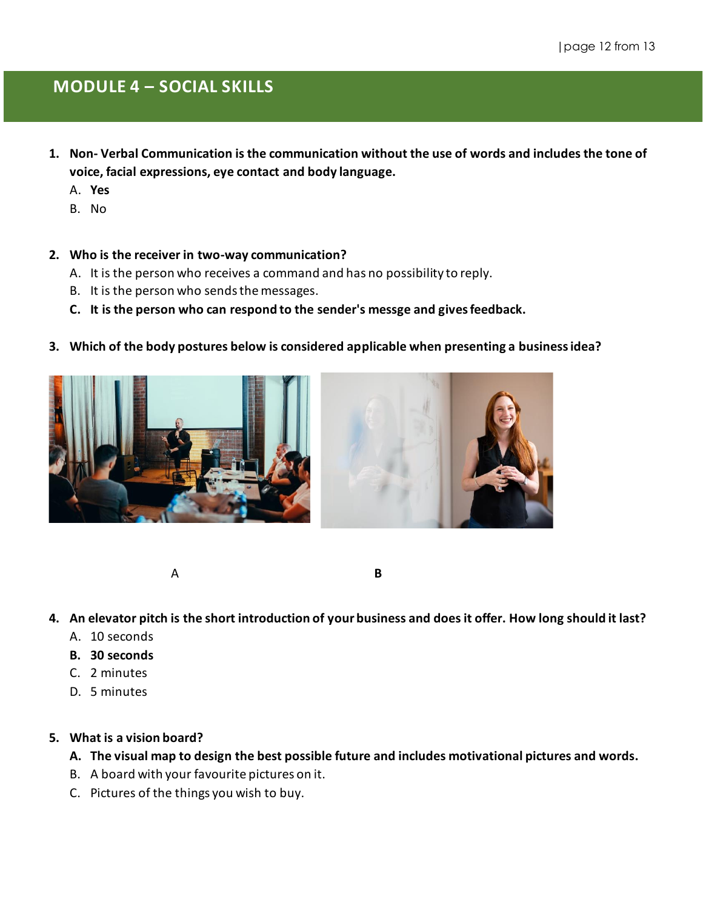## MODULE 4 – SOCIAL SKILLS

1. **Non- Verbal Communication is the communication without the use of words and includes the tone of voice, facial expressions, eye contact and body language.**
   A. **Yes**
   B. No

2. **Who is the receiver in two-way communication?**
   A. It is the person who receives a command and has no possibility to reply.
   B. It is the person who sends the messages.
   C. **It is the person who can respond to the sender's messge and gives feedback.**

3. **Which of the body postures below is considered applicable when presenting a business idea?**

A **B**

4. **An elevator pitch is the short introduction of your business and does it offer. How long should it last?**
   A. 10 seconds
   B. **30 seconds**
   C. 2 minutes
   D. 5 minutes

5. **What is a vision board?**
   A. **The visual map to design the best possible future and includes motivational pictures and words.**
   B. A board with your favourite pictures on it.
   C. Pictures of the things you wish to buy.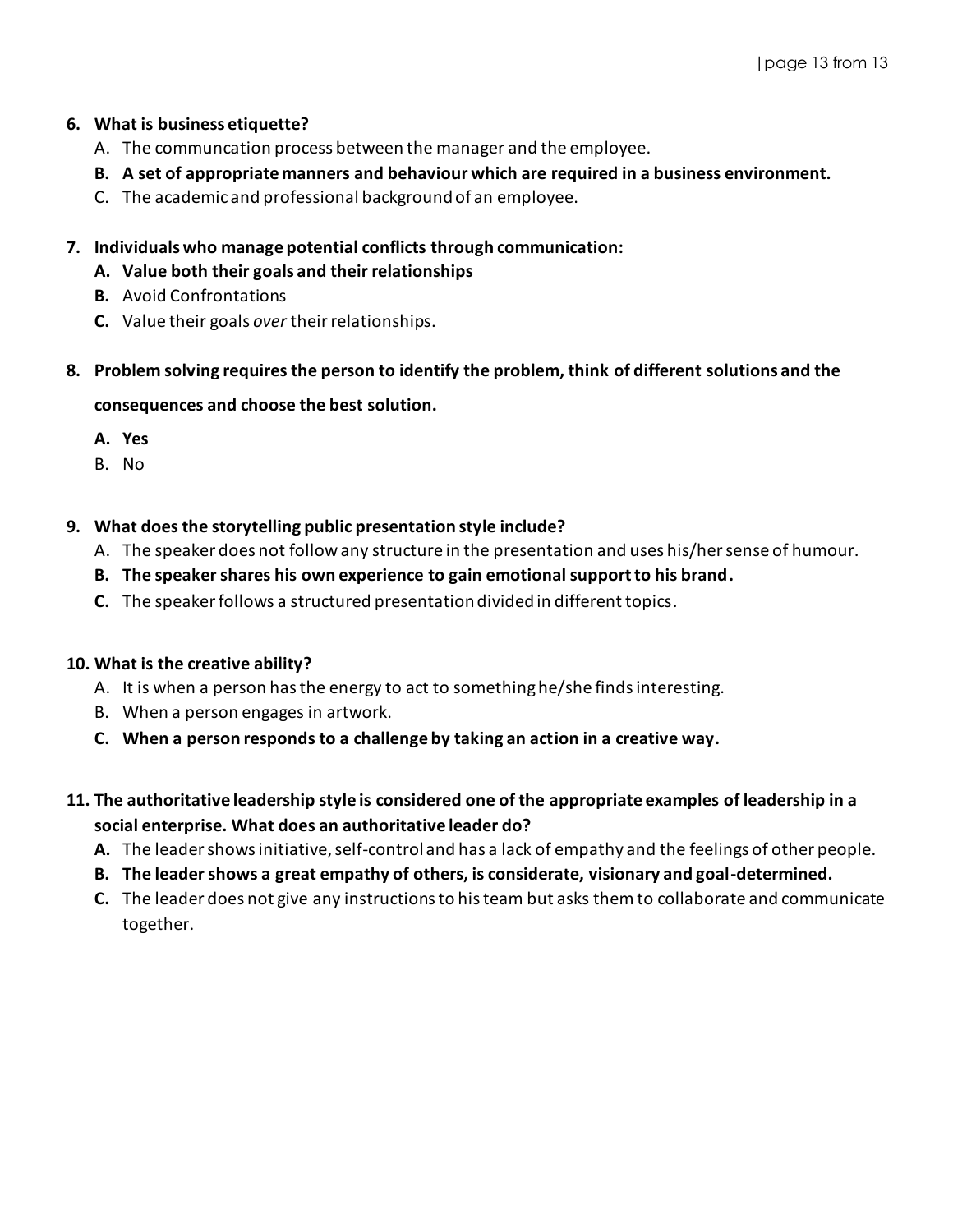6. **What is business etiquette?**
   A. The communcation process between the manager and the employee.
   **B. A set of appropriate manners and behaviour which are required in a business environment.**
   C. The academic and professional background of an employee.

7. **Individuals who manage potential conflicts through communication:**
   **A. Value both their goals and their relationships**
   **B.** Avoid Confrontations
   **C.** Value their goals *over* their relationships.

8. **Problem solving requires the person to identify the problem, think of different solutions and the consequences and choose the best solution.**
   **A. Yes**
   B. No

9. **What does the storytelling public presentation style include?**
   A. The speaker does not follow any structure in the presentation and uses his/her sense of humour.
   **B. The speaker shares his own experience to gain emotional support to his brand.**
   **C.** The speaker follows a structured presentation divided in different topics.

10. **What is the creative ability?**
    A. It is when a person has the energy to act to something he/she finds interesting.
    B. When a person engages in artwork.
    **C. When a person responds to a challenge by taking an action in a creative way.**

11. **The authoritative leadership style is considered one of the appropriate examples of leadership in a social enterprise. What does an authoritative leader do?**
    **A.** The leader shows initiative, self-control and has a lack of empathy and the feelings of other people.
    **B. The leader shows a great empathy of others, is considerate, visionary and goal-determined.**
    **C.** The leader does not give any instructions to his team but asks them to collaborate and communicate together.